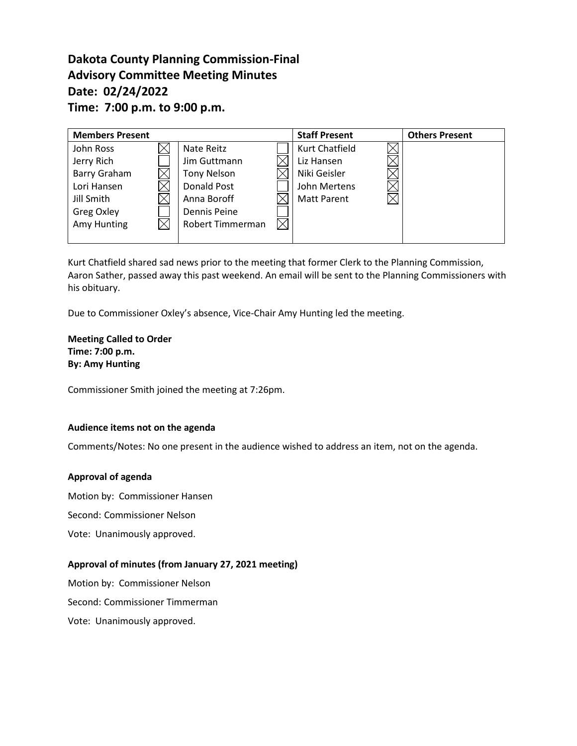# Dakota County Planning Commission-Final
# Advisory Committee Meeting Minutes
# Date: 02/24/2022
# Time: 7:00 p.m. to 9:00 p.m.

| Members Present | | | | Staff Present | | Others Present |
|---|---|---|---|---|---|---|
| John Ross | ☒ | Nate Reitz | ☐ | Kurt Chatfield | ☒ | |
| Jerry Rich | ☐ | Jim Guttmann | ☒ | Liz Hansen | ☒ | |
| Barry Graham | ☒ | Tony Nelson | ☒ | Niki Geisler | ☒ | |
| Lori Hansen | ☒ | Donald Post | ☐ | John Mertens | ☒ | |
| Jill Smith | ☒ | Anna Boroff | ☒ | Matt Parent | ☒ | |
| Greg Oxley | ☐ | Dennis Peine | ☐ | | | |
| Amy Hunting | ☒ | Robert Timmerman | ☒ | | | |

Kurt Chatfield shared sad news prior to the meeting that former Clerk to the Planning Commission, Aaron Sather, passed away this past weekend. An email will be sent to the Planning Commissioners with his obituary.

Due to Commissioner Oxley's absence, Vice-Chair Amy Hunting led the meeting.

**Meeting Called to Order**
**Time: 7:00 p.m.**
**By: Amy Hunting**

Commissioner Smith joined the meeting at 7:26pm.

**Audience items not on the agenda**

Comments/Notes: No one present in the audience wished to address an item, not on the agenda.

**Approval of agenda**

Motion by: Commissioner Hansen

Second: Commissioner Nelson

Vote: Unanimously approved.

**Approval of minutes (from January 27, 2021 meeting)**

Motion by: Commissioner Nelson

Second: Commissioner Timmerman

Vote: Unanimously approved.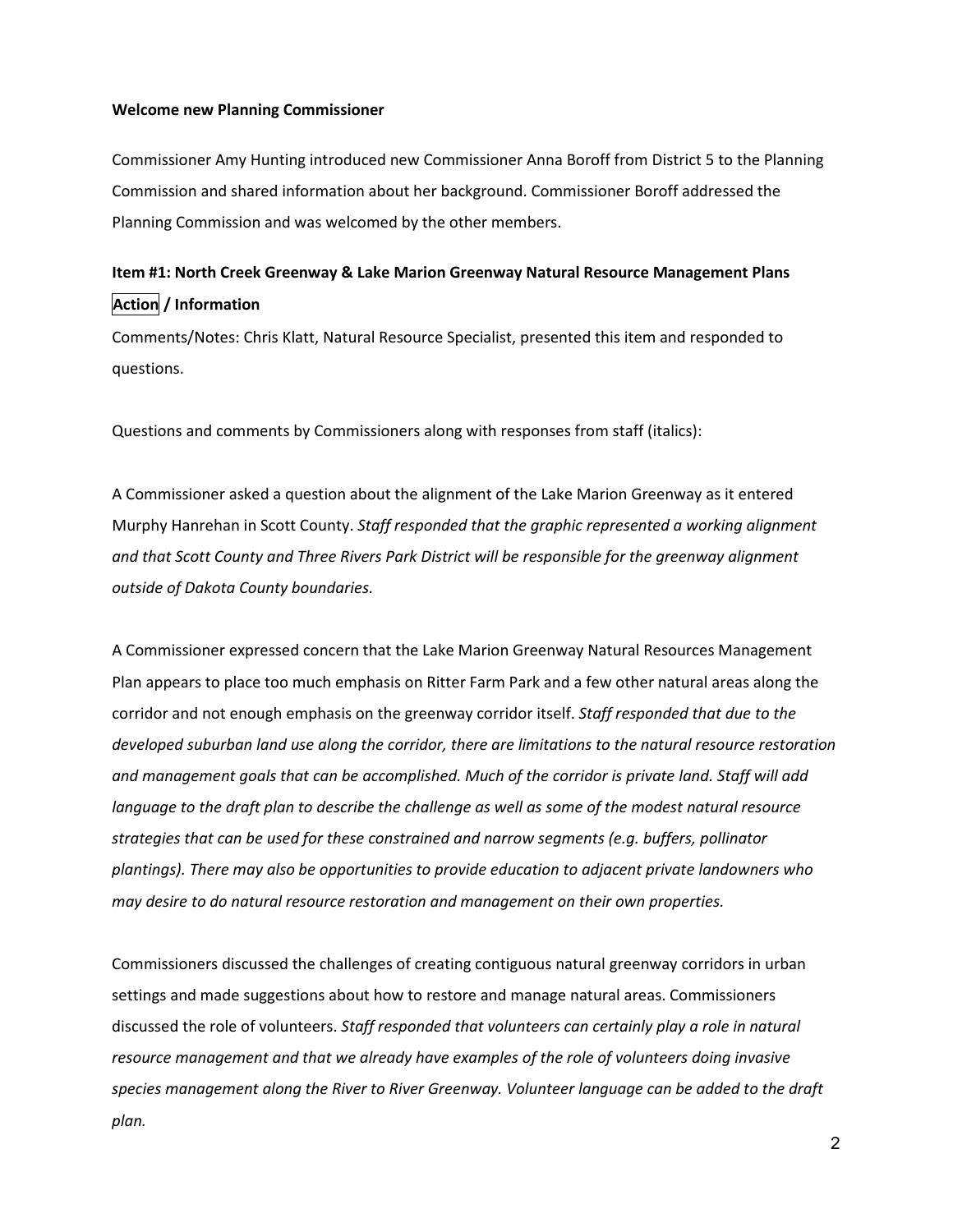**Welcome new Planning Commissioner**

Commissioner Amy Hunting introduced new Commissioner Anna Boroff from District 5 to the Planning Commission and shared information about her background. Commissioner Boroff addressed the Planning Commission and was welcomed by the other members.

**Item #1: North Creek Greenway & Lake Marion Greenway Natural Resource Management Plans**

**Action / Information**

Comments/Notes: Chris Klatt, Natural Resource Specialist, presented this item and responded to questions.

Questions and comments by Commissioners along with responses from staff (italics):

A Commissioner asked a question about the alignment of the Lake Marion Greenway as it entered Murphy Hanrehan in Scott County. *Staff responded that the graphic represented a working alignment and that Scott County and Three Rivers Park District will be responsible for the greenway alignment outside of Dakota County boundaries.*

A Commissioner expressed concern that the Lake Marion Greenway Natural Resources Management Plan appears to place too much emphasis on Ritter Farm Park and a few other natural areas along the corridor and not enough emphasis on the greenway corridor itself. *Staff responded that due to the developed suburban land use along the corridor, there are limitations to the natural resource restoration and management goals that can be accomplished. Much of the corridor is private land. Staff will add language to the draft plan to describe the challenge as well as some of the modest natural resource strategies that can be used for these constrained and narrow segments (e.g. buffers, pollinator plantings). There may also be opportunities to provide education to adjacent private landowners who may desire to do natural resource restoration and management on their own properties.*

Commissioners discussed the challenges of creating contiguous natural greenway corridors in urban settings and made suggestions about how to restore and manage natural areas. Commissioners discussed the role of volunteers. *Staff responded that volunteers can certainly play a role in natural resource management and that we already have examples of the role of volunteers doing invasive species management along the River to River Greenway. Volunteer language can be added to the draft plan.*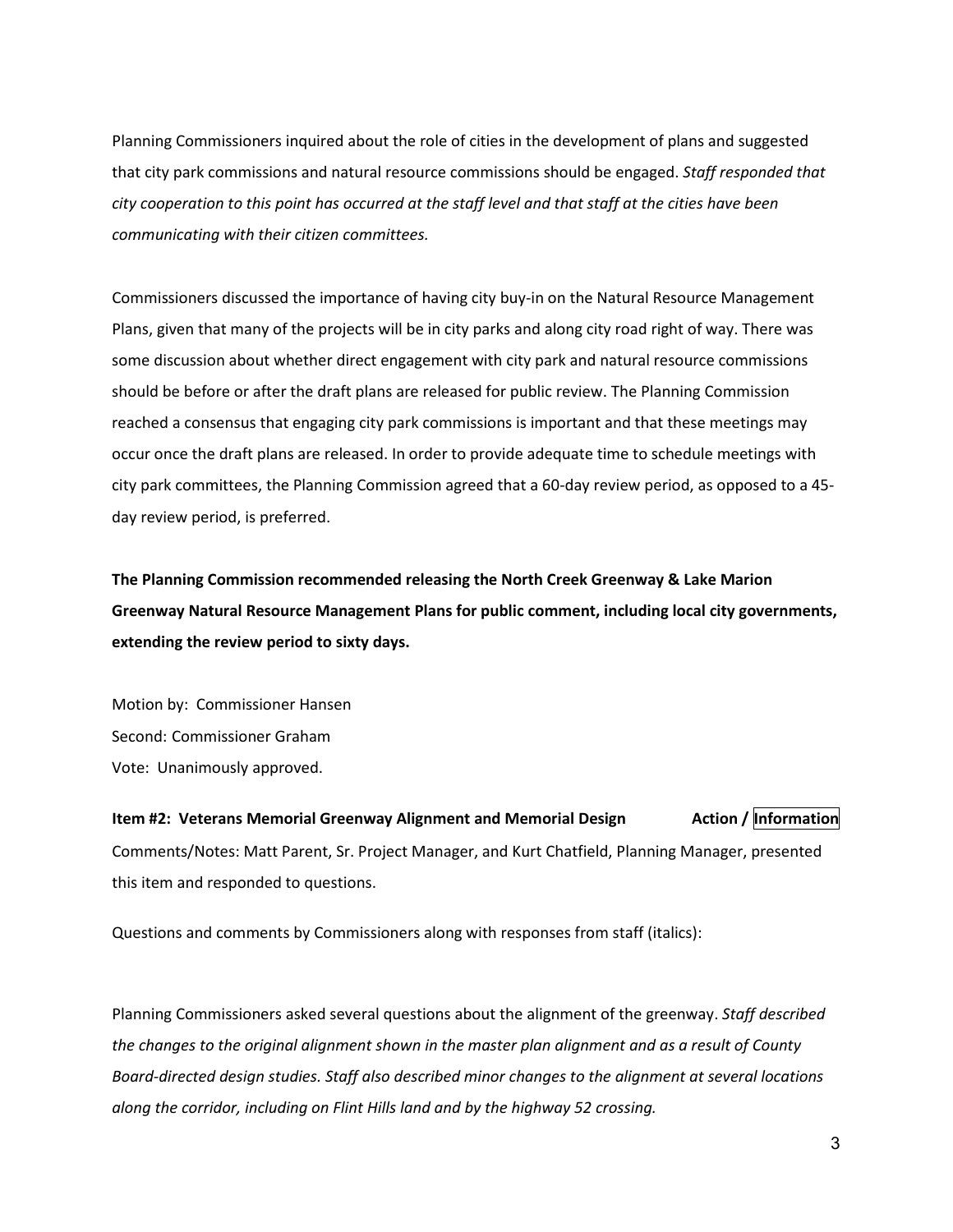Planning Commissioners inquired about the role of cities in the development of plans and suggested that city park commissions and natural resource commissions should be engaged. *Staff responded that city cooperation to this point has occurred at the staff level and that staff at the cities have been communicating with their citizen committees.*

Commissioners discussed the importance of having city buy-in on the Natural Resource Management Plans, given that many of the projects will be in city parks and along city road right of way. There was some discussion about whether direct engagement with city park and natural resource commissions should be before or after the draft plans are released for public review. The Planning Commission reached a consensus that engaging city park commissions is important and that these meetings may occur once the draft plans are released. In order to provide adequate time to schedule meetings with city park committees, the Planning Commission agreed that a 60-day review period, as opposed to a 45-day review period, is preferred.

**The Planning Commission recommended releasing the North Creek Greenway & Lake Marion Greenway Natural Resource Management Plans for public comment, including local city governments, extending the review period to sixty days.**

Motion by: Commissioner Hansen
Second: Commissioner Graham
Vote: Unanimously approved.

**Item #2: Veterans Memorial Greenway Alignment and Memorial Design** **Action / Information**

Comments/Notes: Matt Parent, Sr. Project Manager, and Kurt Chatfield, Planning Manager, presented this item and responded to questions.

Questions and comments by Commissioners along with responses from staff (italics):

Planning Commissioners asked several questions about the alignment of the greenway. *Staff described the changes to the original alignment shown in the master plan alignment and as a result of County Board-directed design studies. Staff also described minor changes to the alignment at several locations along the corridor, including on Flint Hills land and by the highway 52 crossing.*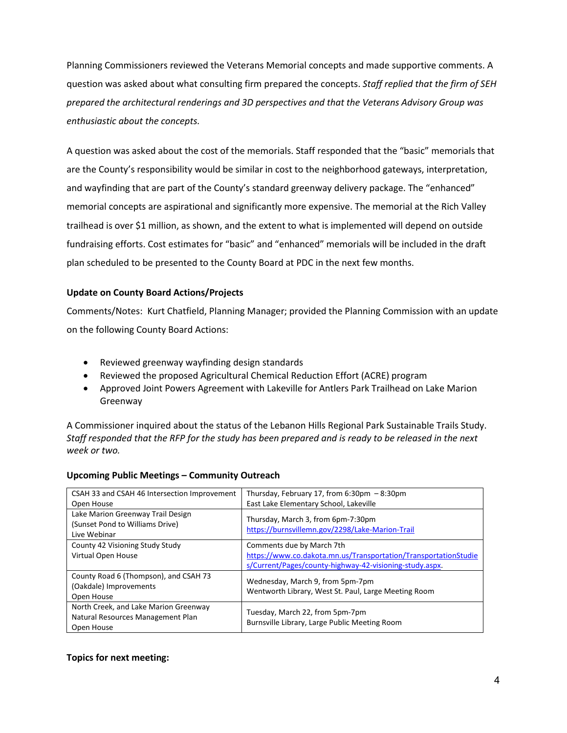Planning Commissioners reviewed the Veterans Memorial concepts and made supportive comments. A question was asked about what consulting firm prepared the concepts. *Staff replied that the firm of SEH prepared the architectural renderings and 3D perspectives and that the Veterans Advisory Group was enthusiastic about the concepts.*

A question was asked about the cost of the memorials. Staff responded that the "basic" memorials that are the County's responsibility would be similar in cost to the neighborhood gateways, interpretation, and wayfinding that are part of the County's standard greenway delivery package. The "enhanced" memorial concepts are aspirational and significantly more expensive. The memorial at the Rich Valley trailhead is over $1 million, as shown, and the extent to what is implemented will depend on outside fundraising efforts. Cost estimates for "basic" and "enhanced" memorials will be included in the draft plan scheduled to be presented to the County Board at PDC in the next few months.

**Update on County Board Actions/Projects**

Comments/Notes: Kurt Chatfield, Planning Manager; provided the Planning Commission with an update on the following County Board Actions:

- Reviewed greenway wayfinding design standards
- Reviewed the proposed Agricultural Chemical Reduction Effort (ACRE) program
- Approved Joint Powers Agreement with Lakeville for Antlers Park Trailhead on Lake Marion Greenway

A Commissioner inquired about the status of the Lebanon Hills Regional Park Sustainable Trails Study. *Staff responded that the RFP for the study has been prepared and is ready to be released in the next week or two.*

**Upcoming Public Meetings – Community Outreach**

| | |
|---|---|
| CSAH 33 and CSAH 46 Intersection Improvement Open House | Thursday, February 17, from 6:30pm – 8:30pm East Lake Elementary School, Lakeville |
| Lake Marion Greenway Trail Design (Sunset Pond to Williams Drive) Live Webinar | Thursday, March 3, from 6pm-7:30pm https://burnsvillemn.gov/2298/Lake-Marion-Trail |
| County 42 Visioning Study Study Virtual Open House | Comments due by March 7th https://www.co.dakota.mn.us/Transportation/TransportationStudies/Current/Pages/county-highway-42-visioning-study.aspx. |
| County Road 6 (Thompson), and CSAH 73 (Oakdale) Improvements Open House | Wednesday, March 9, from 5pm-7pm Wentworth Library, West St. Paul, Large Meeting Room |
| North Creek, and Lake Marion Greenway Natural Resources Management Plan Open House | Tuesday, March 22, from 5pm-7pm Burnsville Library, Large Public Meeting Room |

**Topics for next meeting:**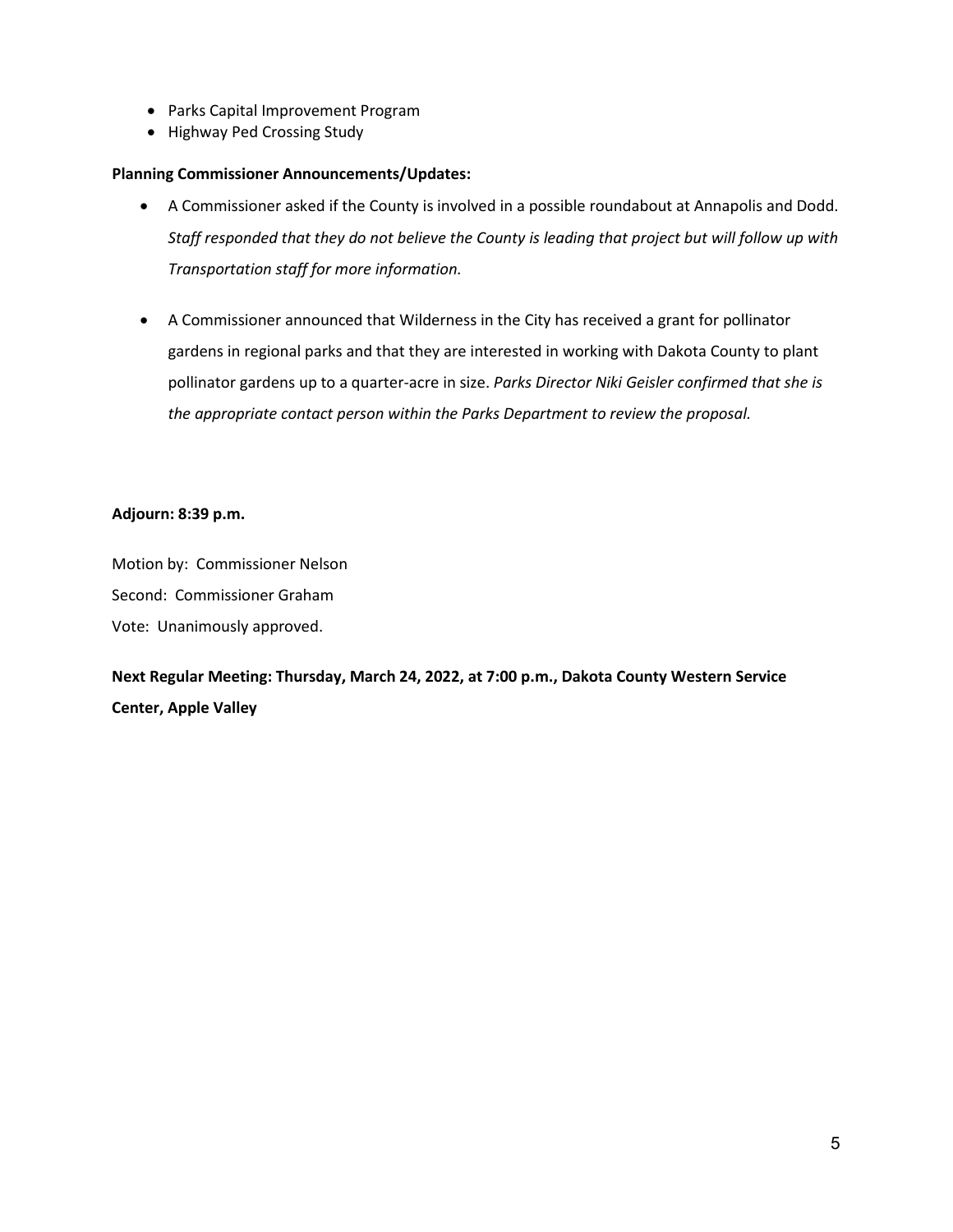- Parks Capital Improvement Program
- Highway Ped Crossing Study

**Planning Commissioner Announcements/Updates:**

- A Commissioner asked if the County is involved in a possible roundabout at Annapolis and Dodd. *Staff responded that they do not believe the County is leading that project but will follow up with Transportation staff for more information.*

- A Commissioner announced that Wilderness in the City has received a grant for pollinator gardens in regional parks and that they are interested in working with Dakota County to plant pollinator gardens up to a quarter-acre in size. *Parks Director Niki Geisler confirmed that she is the appropriate contact person within the Parks Department to review the proposal.*

**Adjourn: 8:39 p.m.**

Motion by: Commissioner Nelson

Second: Commissioner Graham

Vote: Unanimously approved.

**Next Regular Meeting: Thursday, March 24, 2022, at 7:00 p.m., Dakota County Western Service Center, Apple Valley**